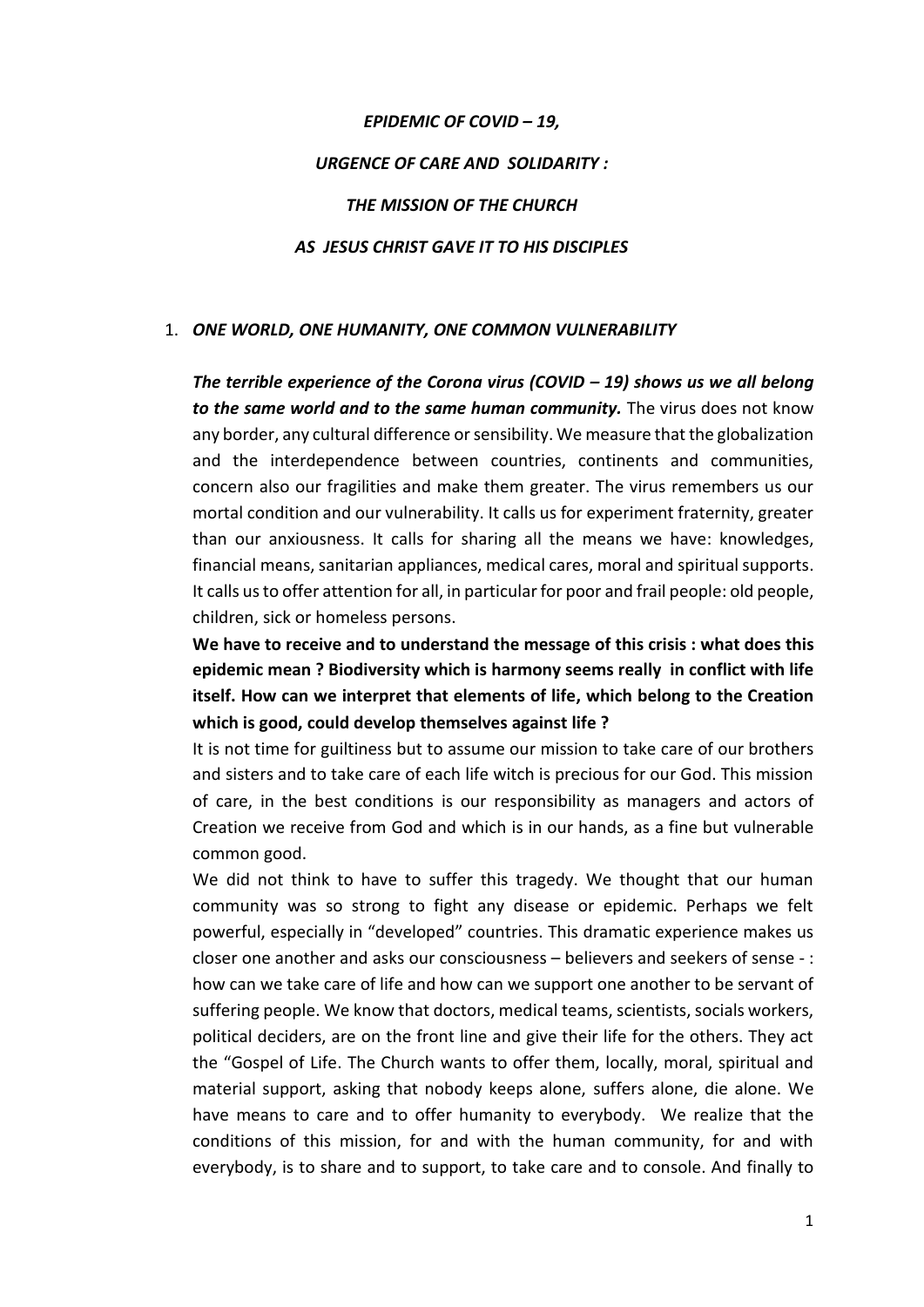*EPIDEMIC OF COVID – 19,*

*URGENCE OF CARE AND SOLIDARITY :*

*THE MISSION OF THE CHURCH*

*AS JESUS CHRIST GAVE IT TO HIS DISCIPLES*

1. ***ONE WORLD, ONE HUMANITY, ONE COMMON VULNERABILITY***

***The terrible experience of the Corona virus (COVID – 19) shows us we all belong to the same world and to the same human community.*** The virus does not know any border, any cultural difference or sensibility. We measure that the globalization and the interdependence between countries, continents and communities, concern also our fragilities and make them greater. The virus remembers us our mortal condition and our vulnerability. It calls us for experiment fraternity, greater than our anxiousness. It calls for sharing all the means we have: knowledges, financial means, sanitarian appliances, medical cares, moral and spiritual supports. It calls us to offer attention for all, in particular for poor and frail people: old people, children, sick or homeless persons.

**We have to receive and to understand the message of this crisis : what does this epidemic mean ? Biodiversity which is harmony seems really in conflict with life itself. How can we interpret that elements of life, which belong to the Creation which is good, could develop themselves against life ?**

It is not time for guiltiness but to assume our mission to take care of our brothers and sisters and to take care of each life witch is precious for our God. This mission of care, in the best conditions is our responsibility as managers and actors of Creation we receive from God and which is in our hands, as a fine but vulnerable common good.

We did not think to have to suffer this tragedy. We thought that our human community was so strong to fight any disease or epidemic. Perhaps we felt powerful, especially in "developed" countries. This dramatic experience makes us closer one another and asks our consciousness – believers and seekers of sense - : how can we take care of life and how can we support one another to be servant of suffering people. We know that doctors, medical teams, scientists, socials workers, political deciders, are on the front line and give their life for the others. They act the "Gospel of Life. The Church wants to offer them, locally, moral, spiritual and material support, asking that nobody keeps alone, suffers alone, die alone. We have means to care and to offer humanity to everybody. We realize that the conditions of this mission, for and with the human community, for and with everybody, is to share and to support, to take care and to console. And finally to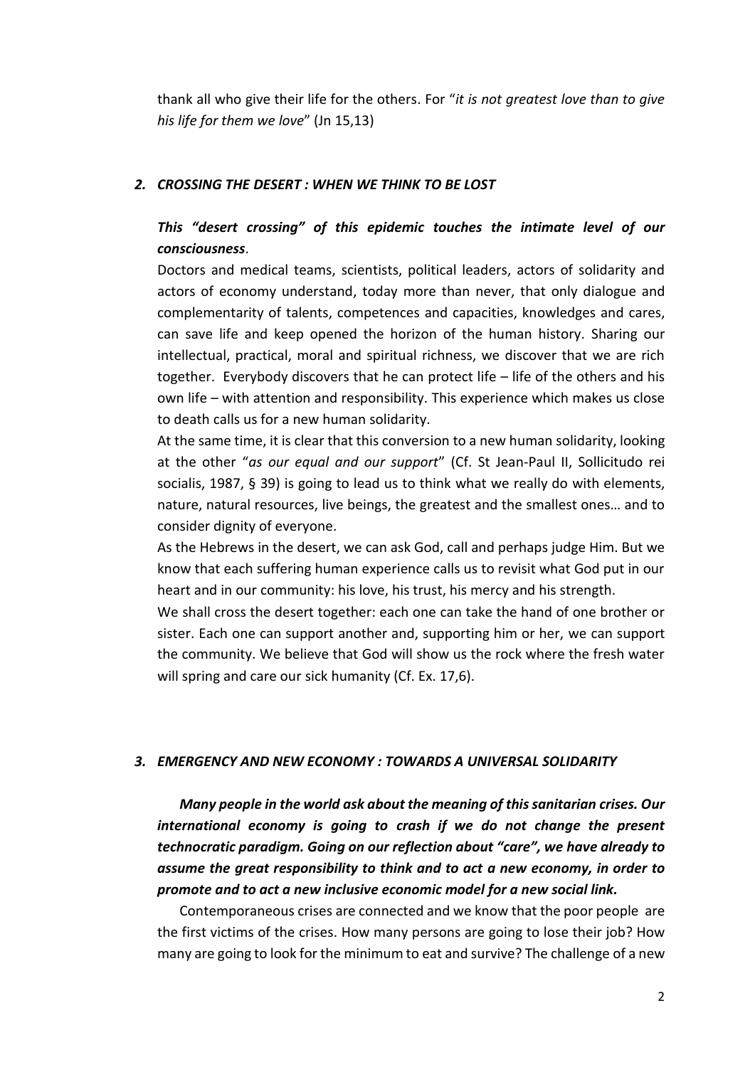thank all who give their life for the others. For "*it is not greatest love than to give his life for them we love*" (Jn 15,13)

## *2. CROSSING THE DESERT : WHEN WE THINK TO BE LOST*

***This "desert crossing" of this epidemic touches the intimate level of our consciousness***.

Doctors and medical teams, scientists, political leaders, actors of solidarity and actors of economy understand, today more than never, that only dialogue and complementarity of talents, competences and capacities, knowledges and cares, can save life and keep opened the horizon of the human history. Sharing our intellectual, practical, moral and spiritual richness, we discover that we are rich together. Everybody discovers that he can protect life – life of the others and his own life – with attention and responsibility. This experience which makes us close to death calls us for a new human solidarity.

At the same time, it is clear that this conversion to a new human solidarity, looking at the other "*as our equal and our support*" (Cf. St Jean-Paul II, Sollicitudo rei socialis, 1987, § 39) is going to lead us to think what we really do with elements, nature, natural resources, live beings, the greatest and the smallest ones… and to consider dignity of everyone.

As the Hebrews in the desert, we can ask God, call and perhaps judge Him. But we know that each suffering human experience calls us to revisit what God put in our heart and in our community: his love, his trust, his mercy and his strength.

We shall cross the desert together: each one can take the hand of one brother or sister. Each one can support another and, supporting him or her, we can support the community. We believe that God will show us the rock where the fresh water will spring and care our sick humanity (Cf. Ex. 17,6).

## *3. EMERGENCY AND NEW ECONOMY : TOWARDS A UNIVERSAL SOLIDARITY*

***Many people in the world ask about the meaning of this sanitarian crises. Our international economy is going to crash if we do not change the present technocratic paradigm. Going on our reflection about "care", we have already to assume the great responsibility to think and to act a new economy, in order to promote and to act a new inclusive economic model for a new social link.***

Contemporaneous crises are connected and we know that the poor people are the first victims of the crises. How many persons are going to lose their job? How many are going to look for the minimum to eat and survive? The challenge of a new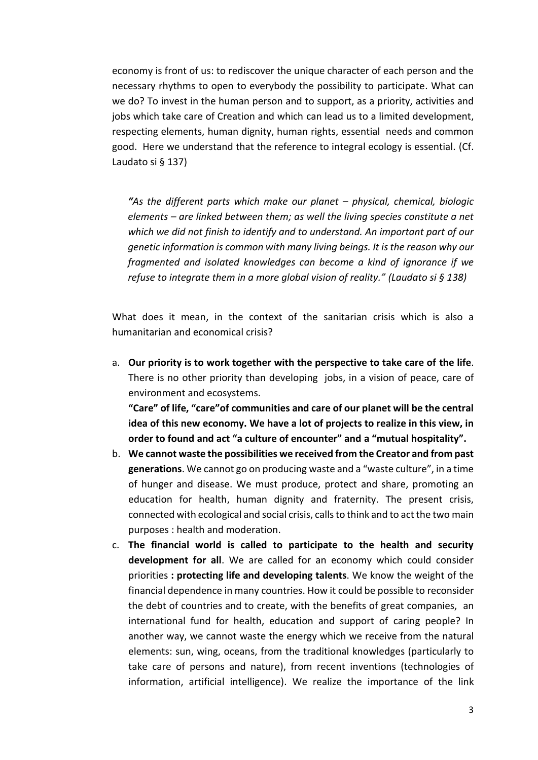economy is front of us: to rediscover the unique character of each person and the necessary rhythms to open to everybody the possibility to participate. What can we do? To invest in the human person and to support, as a priority, activities and jobs which take care of Creation and which can lead us to a limited development, respecting elements, human dignity, human rights, essential needs and common good. Here we understand that the reference to integral ecology is essential. (Cf. Laudato si § 137)

> *"As the different parts which make our planet – physical, chemical, biologic elements – are linked between them; as well the living species constitute a net which we did not finish to identify and to understand. An important part of our genetic information is common with many living beings. It is the reason why our fragmented and isolated knowledges can become a kind of ignorance if we refuse to integrate them in a more global vision of reality." (Laudato si § 138)*

What does it mean, in the context of the sanitarian crisis which is also a humanitarian and economical crisis?

a. **Our priority is to work together with the perspective to take care of the life**. There is no other priority than developing jobs, in a vision of peace, care of environment and ecosystems.
   **"Care" of life, "care"of communities and care of our planet will be the central idea of this new economy. We have a lot of projects to realize in this view, in order to found and act "a culture of encounter" and a "mutual hospitality".**
b. **We cannot waste the possibilities we received from the Creator and from past generations**. We cannot go on producing waste and a "waste culture", in a time of hunger and disease. We must produce, protect and share, promoting an education for health, human dignity and fraternity. The present crisis, connected with ecological and social crisis, calls to think and to act the two main purposes : health and moderation.
c. **The financial world is called to participate to the health and security development for all**. We are called for an economy which could consider priorities **: protecting life and developing talents**. We know the weight of the financial dependence in many countries. How it could be possible to reconsider the debt of countries and to create, with the benefits of great companies, an international fund for health, education and support of caring people? In another way, we cannot waste the energy which we receive from the natural elements: sun, wing, oceans, from the traditional knowledges (particularly to take care of persons and nature), from recent inventions (technologies of information, artificial intelligence). We realize the importance of the link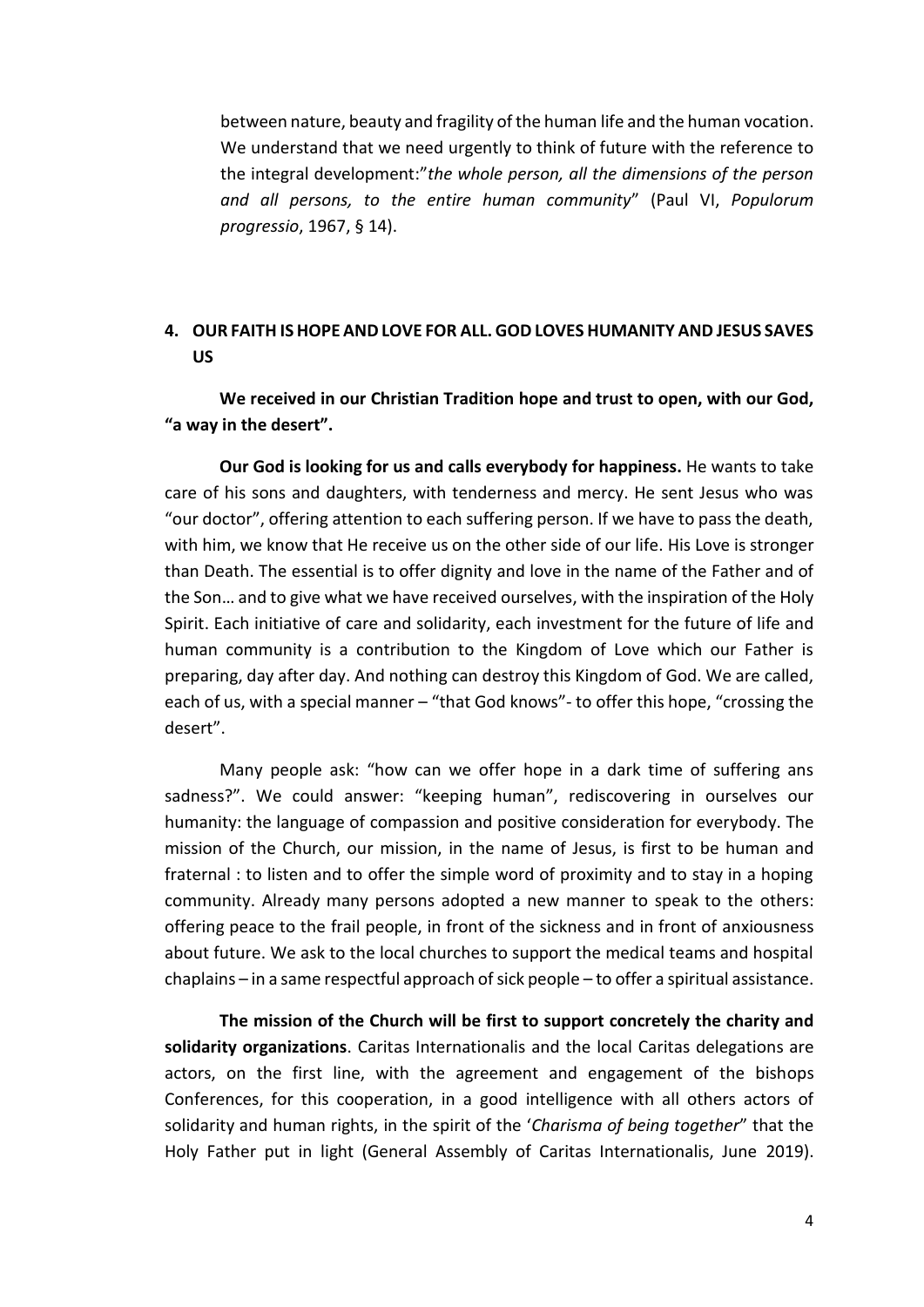between nature, beauty and fragility of the human life and the human vocation. We understand that we need urgently to think of future with the reference to the integral development:"*the whole person, all the dimensions of the person and all persons, to the entire human community*" (Paul VI, *Populorum progressio*, 1967, § 14).

## 4. OUR FAITH IS HOPE AND LOVE FOR ALL. GOD LOVES HUMANITY AND JESUS SAVES US

**We received in our Christian Tradition hope and trust to open, with our God, "a way in the desert".**

**Our God is looking for us and calls everybody for happiness.** He wants to take care of his sons and daughters, with tenderness and mercy. He sent Jesus who was "our doctor", offering attention to each suffering person. If we have to pass the death, with him, we know that He receive us on the other side of our life. His Love is stronger than Death. The essential is to offer dignity and love in the name of the Father and of the Son… and to give what we have received ourselves, with the inspiration of the Holy Spirit. Each initiative of care and solidarity, each investment for the future of life and human community is a contribution to the Kingdom of Love which our Father is preparing, day after day. And nothing can destroy this Kingdom of God. We are called, each of us, with a special manner – "that God knows"- to offer this hope, "crossing the desert".

Many people ask: "how can we offer hope in a dark time of suffering ans sadness?". We could answer: "keeping human", rediscovering in ourselves our humanity: the language of compassion and positive consideration for everybody. The mission of the Church, our mission, in the name of Jesus, is first to be human and fraternal : to listen and to offer the simple word of proximity and to stay in a hoping community. Already many persons adopted a new manner to speak to the others: offering peace to the frail people, in front of the sickness and in front of anxiousness about future. We ask to the local churches to support the medical teams and hospital chaplains – in a same respectful approach of sick people – to offer a spiritual assistance.

**The mission of the Church will be first to support concretely the charity and solidarity organizations**. Caritas Internationalis and the local Caritas delegations are actors, on the first line, with the agreement and engagement of the bishops Conferences, for this cooperation, in a good intelligence with all others actors of solidarity and human rights, in the spirit of the '*Charisma of being together*" that the Holy Father put in light (General Assembly of Caritas Internationalis, June 2019).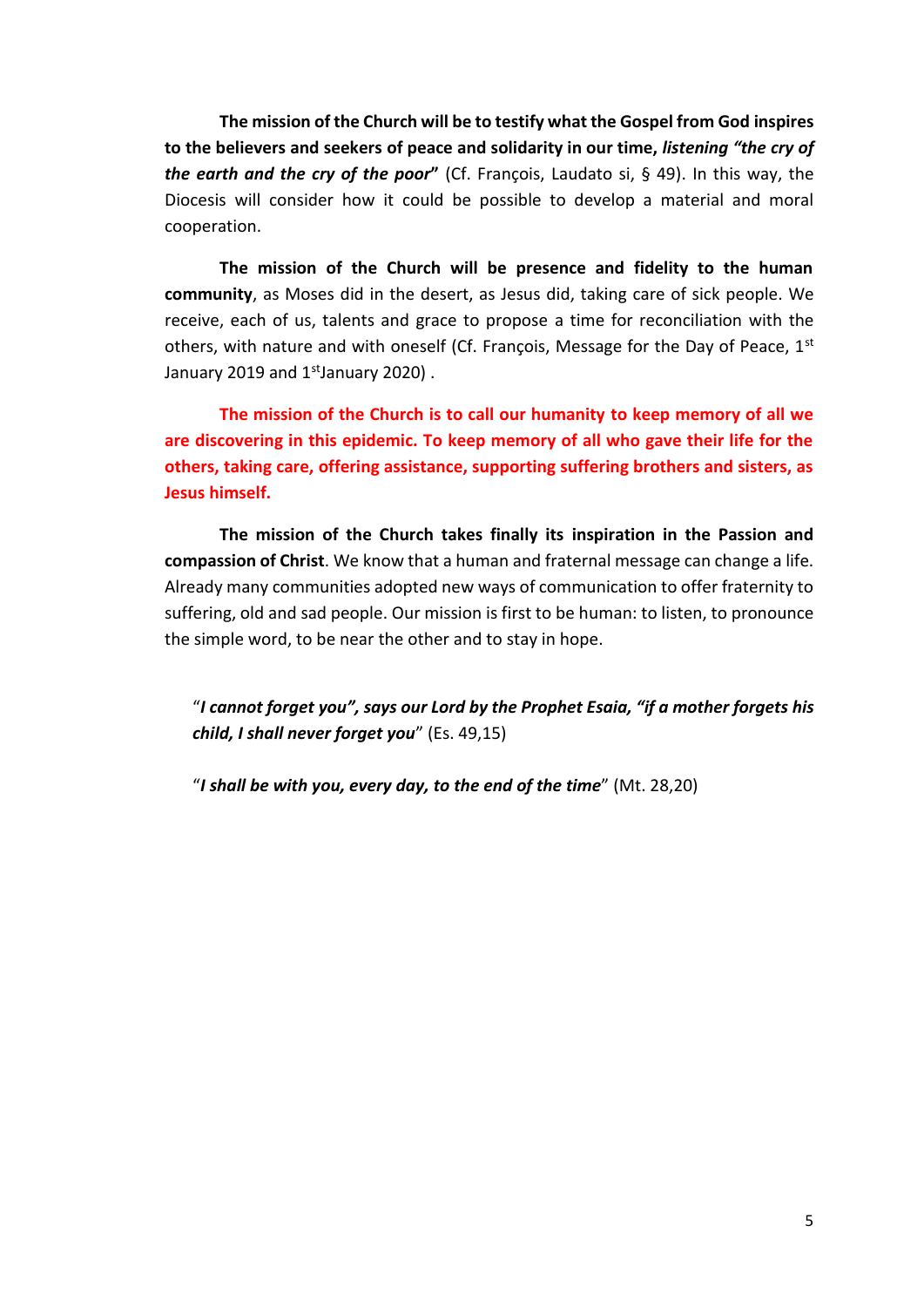**The mission of the Church will be to testify what the Gospel from God inspires to the believers and seekers of peace and solidarity in our time, *listening "the cry of the earth and the cry of the poor*"** (Cf. François, Laudato si, § 49). In this way, the Diocesis will consider how it could be possible to develop a material and moral cooperation.

**The mission of the Church will be presence and fidelity to the human community**, as Moses did in the desert, as Jesus did, taking care of sick people. We receive, each of us, talents and grace to propose a time for reconciliation with the others, with nature and with oneself (Cf. François, Message for the Day of Peace, 1st January 2019 and 1stJanuary 2020) .

**The mission of the Church is to call our humanity to keep memory of all we are discovering in this epidemic. To keep memory of all who gave their life for the others, taking care, offering assistance, supporting suffering brothers and sisters, as Jesus himself.**

**The mission of the Church takes finally its inspiration in the Passion and compassion of Christ**. We know that a human and fraternal message can change a life. Already many communities adopted new ways of communication to offer fraternity to suffering, old and sad people. Our mission is first to be human: to listen, to pronounce the simple word, to be near the other and to stay in hope.

"***I cannot forget you", says our Lord by the Prophet Esaia, "if a mother forgets his child, I shall never forget you***" (Es. 49,15)

"***I shall be with you, every day, to the end of the time***" (Mt. 28,20)